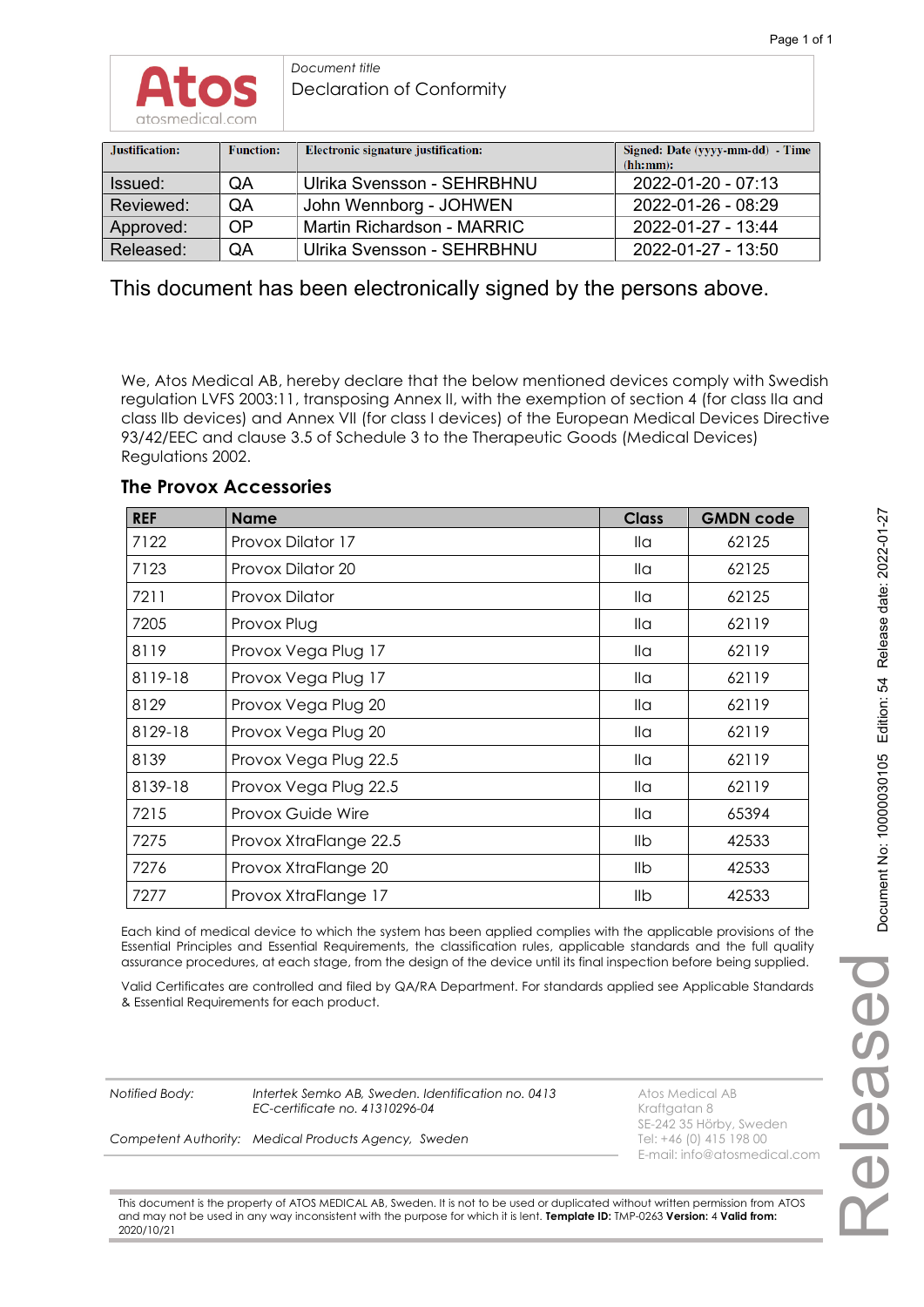**Atos** atosmedical.com

*Document title*
Declaration of Conformity

| Justification: | Function: | Electronic signature justification: | Signed: Date (yyyy-mm-dd) - Time (hh:mm): |
|---|---|---|---|
| Issued: | QA | Ulrika Svensson - SEHRBHNU | 2022-01-20 - 07:13 |
| Reviewed: | QA | John Wennborg - JOHWEN | 2022-01-26 - 08:29 |
| Approved: | OP | Martin Richardson - MARRIC | 2022-01-27 - 13:44 |
| Released: | QA | Ulrika Svensson - SEHRBHNU | 2022-01-27 - 13:50 |

This document has been electronically signed by the persons above.

We, Atos Medical AB, hereby declare that the below mentioned devices comply with Swedish regulation LVFS 2003:11, transposing Annex II, with the exemption of section 4 (for class IIa and class IIb devices) and Annex VII (for class I devices) of the European Medical Devices Directive 93/42/EEC and clause 3.5 of Schedule 3 to the Therapeutic Goods (Medical Devices) Regulations 2002.

## The Provox Accessories

| REF | Name | Class | GMDN code |
|---|---|---|---|
| 7122 | Provox Dilator 17 | IIa | 62125 |
| 7123 | Provox Dilator 20 | IIa | 62125 |
| 7211 | Provox Dilator | IIa | 62125 |
| 7205 | Provox Plug | IIa | 62119 |
| 8119 | Provox Vega Plug 17 | IIa | 62119 |
| 8119-18 | Provox Vega Plug 17 | IIa | 62119 |
| 8129 | Provox Vega Plug 20 | IIa | 62119 |
| 8129-18 | Provox Vega Plug 20 | IIa | 62119 |
| 8139 | Provox Vega Plug 22.5 | IIa | 62119 |
| 8139-18 | Provox Vega Plug 22.5 | IIa | 62119 |
| 7215 | Provox Guide Wire | IIa | 65394 |
| 7275 | Provox XtraFlange 22.5 | IIb | 42533 |
| 7276 | Provox XtraFlange 20 | IIb | 42533 |
| 7277 | Provox XtraFlange 17 | IIb | 42533 |

Each kind of medical device to which the system has been applied complies with the applicable provisions of the Essential Principles and Essential Requirements, the classification rules, applicable standards and the full quality assurance procedures, at each stage, from the design of the device until its final inspection before being supplied.

Valid Certificates are controlled and filed by QA/RA Department. For standards applied see Applicable Standards & Essential Requirements for each product.

*Notified Body:* *Intertek Semko AB, Sweden. Identification no. 0413*
*EC-certificate no. 41310296-04*

*Competent Authority:* *Medical Products Agency, Sweden*

Atos Medical AB
Kraftgatan 8
SE-242 35 Hörby, Sweden
Tel: +46 (0) 415 198 00
E-mail: info@atosmedical.com

Document No: 10000030105 Edition: 54 Release date: 2022-01-27

Released

This document is the property of ATOS MEDICAL AB, Sweden. It is not to be used or duplicated without written permission from ATOS and may not be used in any way inconsistent with the purpose for which it is lent. **Template ID:** TMP-0263 **Version:** 4 **Valid from:** 2020/10/21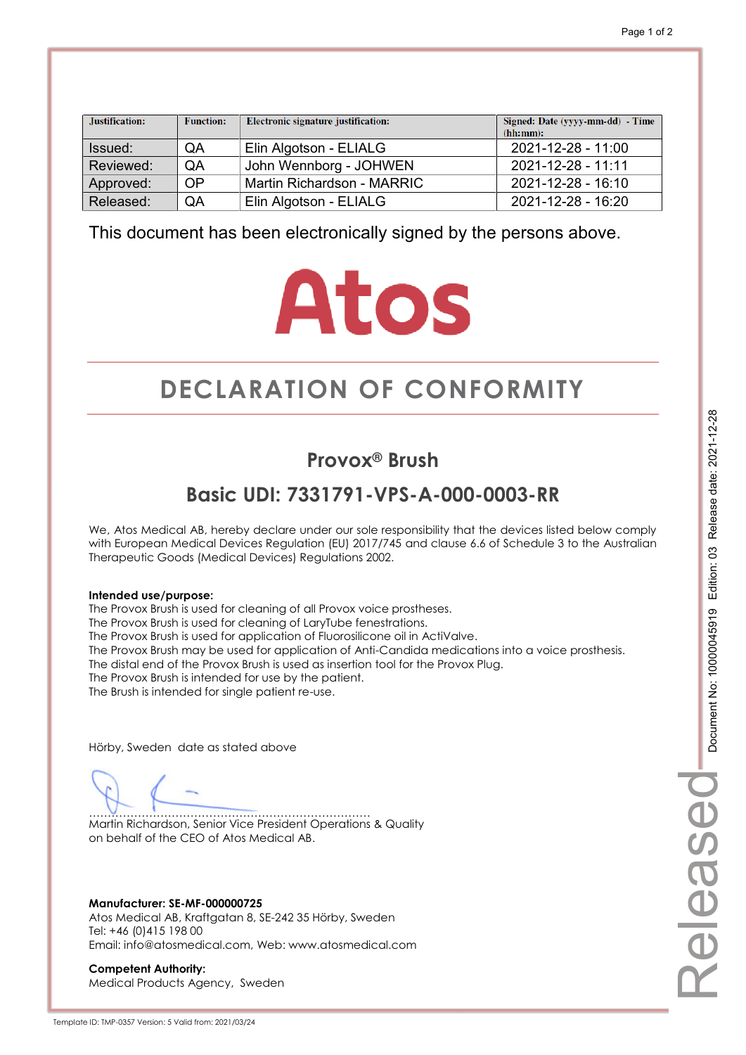| Justification: | Function: | Electronic signature justification: | Signed: Date (yyyy-mm-dd) - Time (hh:mm): |
|---|---|---|---|
| Issued: | QA | Elin Algotson - ELIALG | 2021-12-28 - 11:00 |
| Reviewed: | QA | John Wennborg - JOHWEN | 2021-12-28 - 11:11 |
| Approved: | OP | Martin Richardson - MARRIC | 2021-12-28 - 16:10 |
| Released: | QA | Elin Algotson - ELIALG | 2021-12-28 - 16:20 |

This document has been electronically signed by the persons above.

Atos

# DECLARATION OF CONFORMITY

## Provox® Brush

## Basic UDI: 7331791-VPS-A-000-0003-RR

We, Atos Medical AB, hereby declare under our sole responsibility that the devices listed below comply with European Medical Devices Regulation (EU) 2017/745 and clause 6.6 of Schedule 3 to the Australian Therapeutic Goods (Medical Devices) Regulations 2002.

**Intended use/purpose:**
The Provox Brush is used for cleaning of all Provox voice prostheses.
The Provox Brush is used for cleaning of LaryTube fenestrations.
The Provox Brush is used for application of Fluorosilicone oil in ActiValve.
The Provox Brush may be used for application of Anti-Candida medications into a voice prosthesis.
The distal end of the Provox Brush is used as insertion tool for the Provox Plug.
The Provox Brush is intended for use by the patient.
The Brush is intended for single patient re-use.

Hörby, Sweden date as stated above

.............................................................................................
Martin Richardson, Senior Vice President Operations & Quality
on behalf of the CEO of Atos Medical AB.

**Manufacturer: SE-MF-000000725**
Atos Medical AB, Kraftgatan 8, SE-242 35 Hörby, Sweden
Tel: +46 (0)415 198 00
Email: info@atosmedical.com, Web: www.atosmedical.com

**Competent Authority:**
Medical Products Agency, Sweden

Template ID: TMP-0357 Version: 5 Valid from: 2021/03/24

Document No: 10000045919 Edition: 03 Release date: 2021-12-28

Released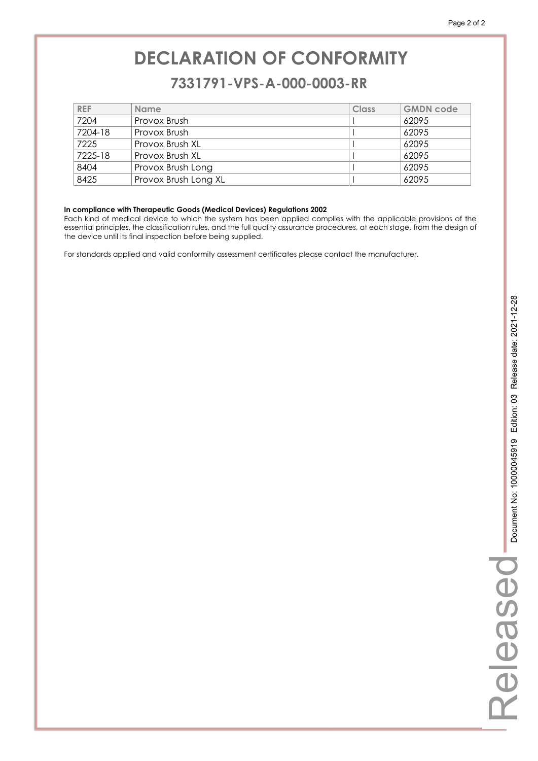# DECLARATION OF CONFORMITY

## 7331791-VPS-A-000-0003-RR

| REF | Name | Class | GMDN code |
| --- | --- | --- | --- |
| 7204 | Provox Brush | I | 62095 |
| 7204-18 | Provox Brush | I | 62095 |
| 7225 | Provox Brush XL | I | 62095 |
| 7225-18 | Provox Brush XL | I | 62095 |
| 8404 | Provox Brush Long | I | 62095 |
| 8425 | Provox Brush Long XL | I | 62095 |

**In compliance with Therapeutic Goods (Medical Devices) Regulations 2002**
Each kind of medical device to which the system has been applied complies with the applicable provisions of the essential principles, the classification rules, and the full quality assurance procedures, at each stage, from the design of the device until its final inspection before being supplied.

For standards applied and valid conformity assessment certificates please contact the manufacturer.

Released

Document No: 10000045919 Edition: 03 Release date: 2021-12-28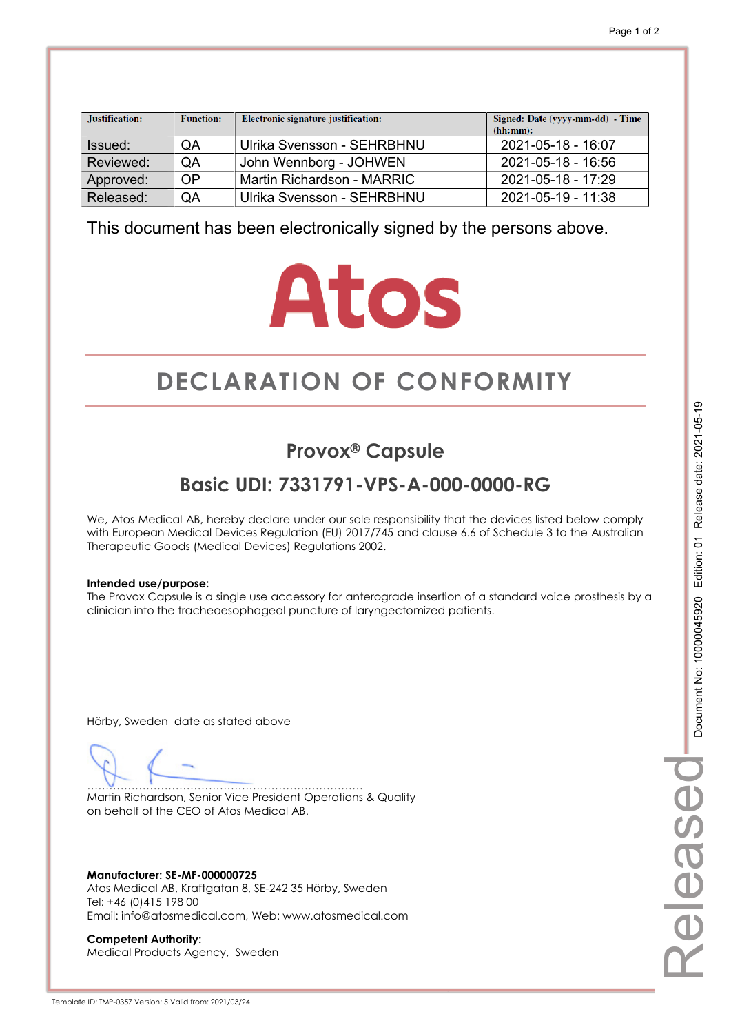| Justification: | Function: | Electronic signature justification: | Signed: Date (yyyy-mm-dd) - Time (hh:mm): |
|---|---|---|---|
| Issued: | QA | Ulrika Svensson - SEHRBHNU | 2021-05-18 - 16:07 |
| Reviewed: | QA | John Wennborg - JOHWEN | 2021-05-18 - 16:56 |
| Approved: | OP | Martin Richardson - MARRIC | 2021-05-18 - 17:29 |
| Released: | QA | Ulrika Svensson - SEHRBHNU | 2021-05-19 - 11:38 |

This document has been electronically signed by the persons above.

Atos

# DECLARATION OF CONFORMITY

## Provox® Capsule

## Basic UDI: 7331791-VPS-A-000-0000-RG

We, Atos Medical AB, hereby declare under our sole responsibility that the devices listed below comply with European Medical Devices Regulation (EU) 2017/745 and clause 6.6 of Schedule 3 to the Australian Therapeutic Goods (Medical Devices) Regulations 2002.

**Intended use/purpose:**
The Provox Capsule is a single use accessory for anterograde insertion of a standard voice prosthesis by a clinician into the tracheoesophageal puncture of laryngectomized patients.

Hörby, Sweden date as stated above

………………………………………………………………………
Martin Richardson, Senior Vice President Operations & Quality
on behalf of the CEO of Atos Medical AB.

**Manufacturer: SE-MF-000000725**
Atos Medical AB, Kraftgatan 8, SE-242 35 Hörby, Sweden
Tel: +46 (0)415 198 00
Email: info@atosmedical.com, Web: www.atosmedical.com

**Competent Authority:**
Medical Products Agency, Sweden

Document No: 10000045920 Edition: 01 Release date: 2021-05-19

Released

Template ID: TMP-0357 Version: 5 Valid from: 2021/03/24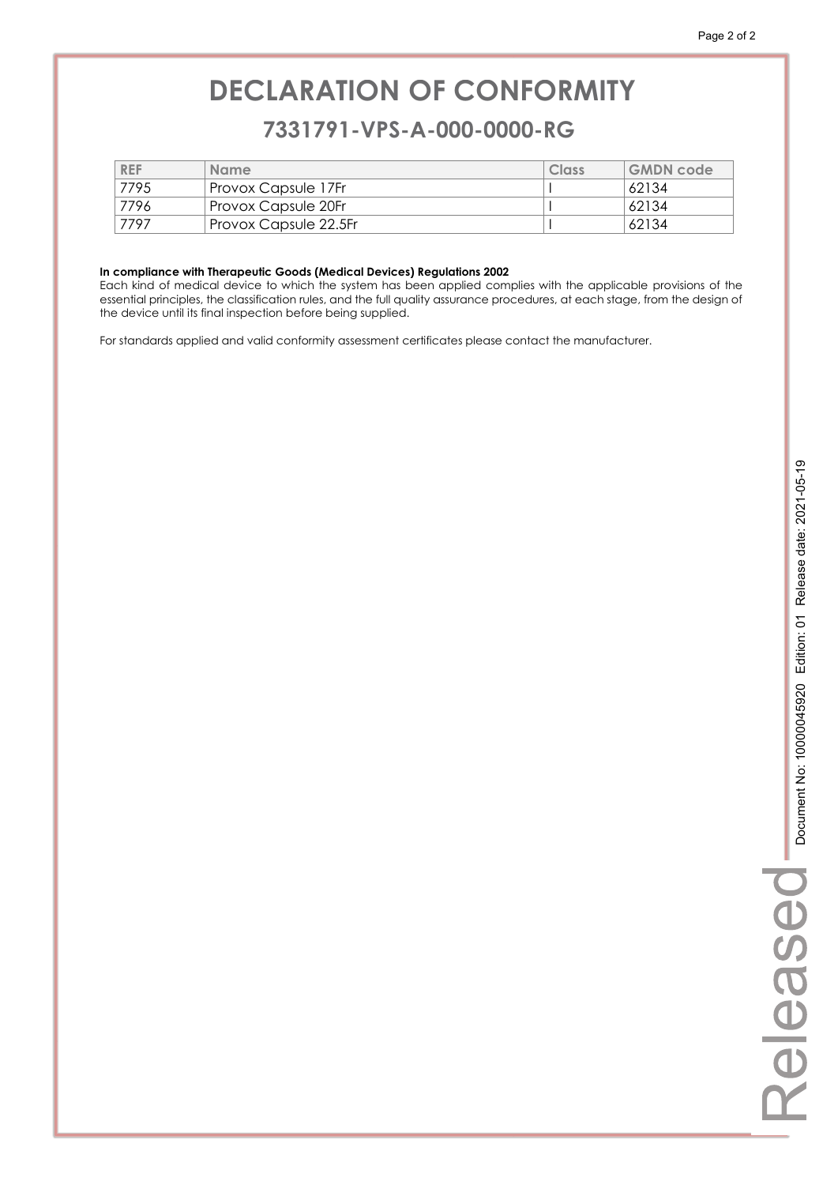# DECLARATION OF CONFORMITY

## 7331791-VPS-A-000-0000-RG

| REF | Name | Class | GMDN code |
|---|---|---|---|
| 7795 | Provox Capsule 17Fr | I | 62134 |
| 7796 | Provox Capsule 20Fr | I | 62134 |
| 7797 | Provox Capsule 22.5Fr | I | 62134 |

**In compliance with Therapeutic Goods (Medical Devices) Regulations 2002**
Each kind of medical device to which the system has been applied complies with the applicable provisions of the essential principles, the classification rules, and the full quality assurance procedures, at each stage, from the design of the device until its final inspection before being supplied.

For standards applied and valid conformity assessment certificates please contact the manufacturer.

Released Document No: 10000045920 Edition: 01 Release date: 2021-05-19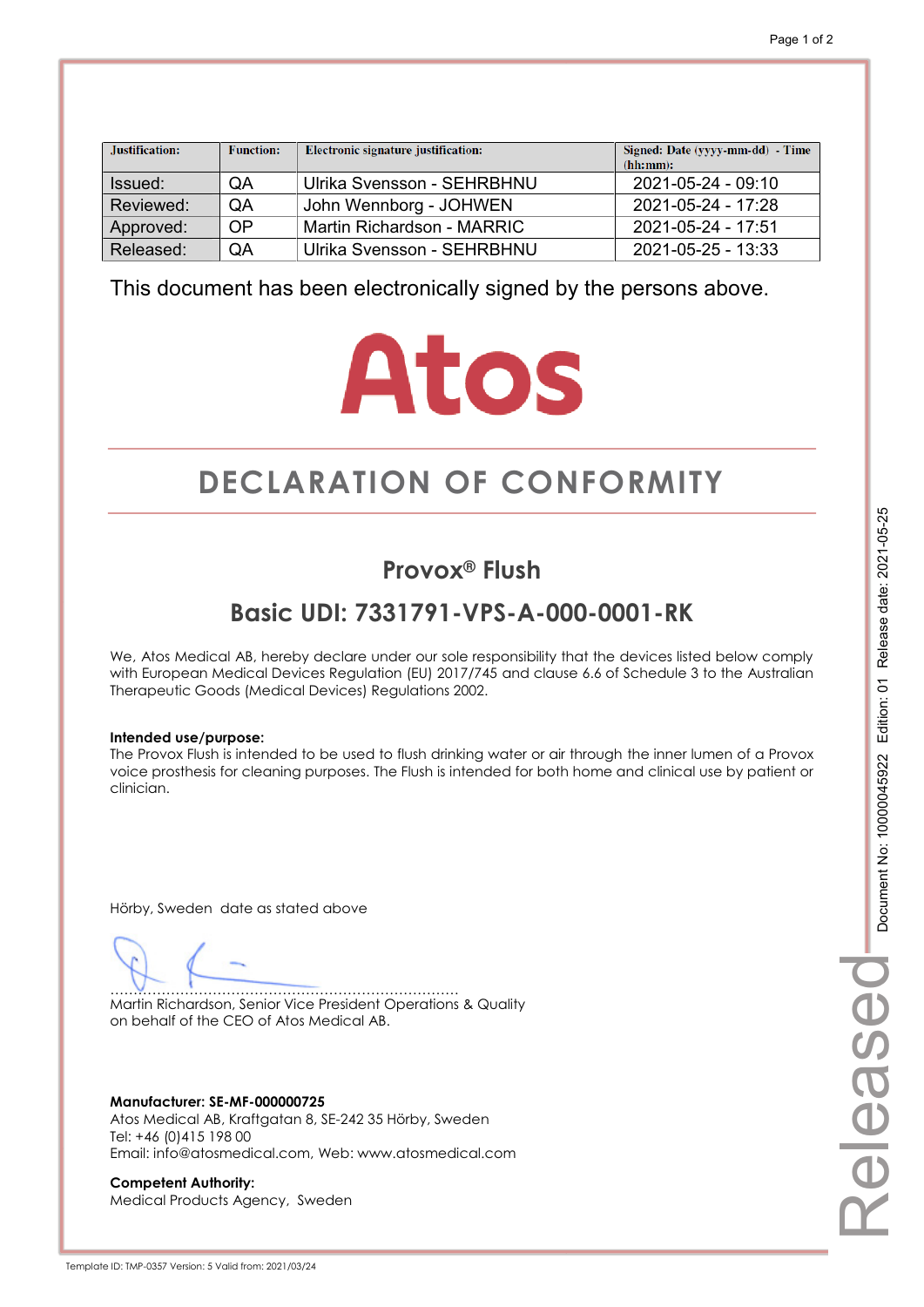| Justification: | Function: | Electronic signature justification: | Signed: Date (yyyy-mm-dd) - Time (hh:mm): |
|---|---|---|---|
| Issued: | QA | Ulrika Svensson - SEHRBHNU | 2021-05-24 - 09:10 |
| Reviewed: | QA | John Wennborg - JOHWEN | 2021-05-24 - 17:28 |
| Approved: | OP | Martin Richardson - MARRIC | 2021-05-24 - 17:51 |
| Released: | QA | Ulrika Svensson - SEHRBHNU | 2021-05-25 - 13:33 |

This document has been electronically signed by the persons above.

Atos

# DECLARATION OF CONFORMITY

## Provox® Flush

## Basic UDI: 7331791-VPS-A-000-0001-RK

We, Atos Medical AB, hereby declare under our sole responsibility that the devices listed below comply with European Medical Devices Regulation (EU) 2017/745 and clause 6.6 of Schedule 3 to the Australian Therapeutic Goods (Medical Devices) Regulations 2002.

**Intended use/purpose:**
The Provox Flush is intended to be used to flush drinking water or air through the inner lumen of a Provox voice prosthesis for cleaning purposes. The Flush is intended for both home and clinical use by patient or clinician.

Hörby, Sweden date as stated above

.........................................................................
Martin Richardson, Senior Vice President Operations & Quality
on behalf of the CEO of Atos Medical AB.

**Manufacturer: SE-MF-000000725**
Atos Medical AB, Kraftgatan 8, SE-242 35 Hörby, Sweden
Tel: +46 (0)415 198 00
Email: info@atosmedical.com, Web: www.atosmedical.com

**Competent Authority:**
Medical Products Agency, Sweden

Document No: 10000045922 Edition: 01 Release date: 2021-05-25

Released

Template ID: TMP-0357 Version: 5 Valid from: 2021/03/24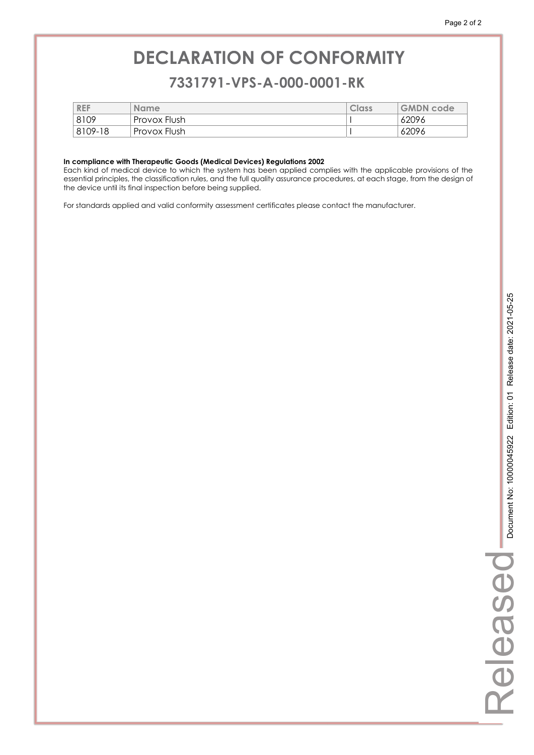# DECLARATION OF CONFORMITY

## 7331791-VPS-A-000-0001-RK

| REF | Name | Class | GMDN code |
|---|---|---|---|
| 8109 | Provox Flush | I | 62096 |
| 8109-18 | Provox Flush | I | 62096 |

**In compliance with Therapeutic Goods (Medical Devices) Regulations 2002**

Each kind of medical device to which the system has been applied complies with the applicable provisions of the essential principles, the classification rules, and the full quality assurance procedures, at each stage, from the design of the device until its final inspection before being supplied.

For standards applied and valid conformity assessment certificates please contact the manufacturer.

Released Document No: 10000045922 Edition: 01 Release date: 2021-05-25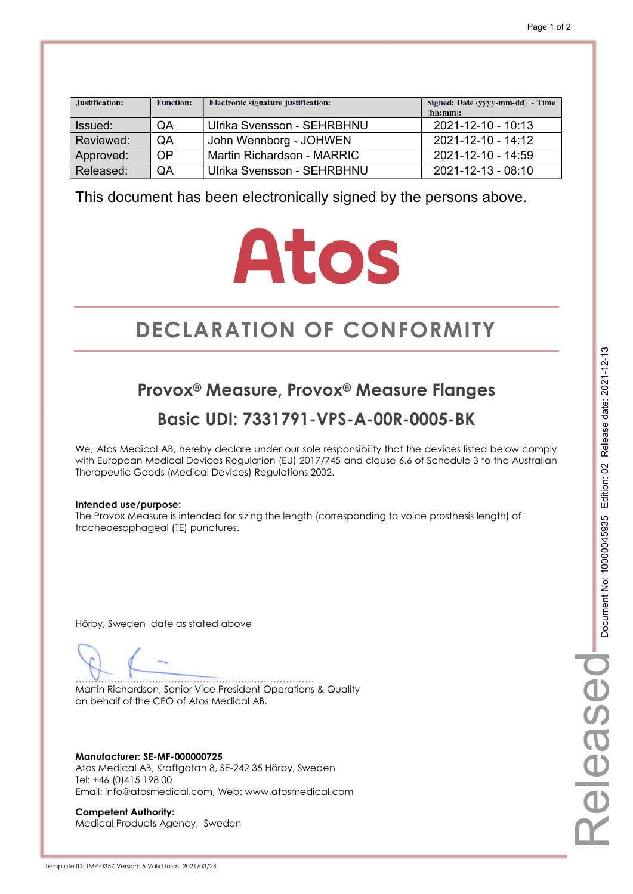| Justification: | Function: | Electronic signature justification: | Signed: Date (yyyy-mm-dd) - Time (hh:mm): |
|---|---|---|---|
| Issued: | QA | Ulrika Svensson - SEHRBHNU | 2021-12-10 - 10:13 |
| Reviewed: | QA | John Wennborg - JOHWEN | 2021-12-10 - 14:12 |
| Approved: | OP | Martin Richardson - MARRIC | 2021-12-10 - 14:59 |
| Released: | QA | Ulrika Svensson - SEHRBHNU | 2021-12-13 - 08:10 |

This document has been electronically signed by the persons above.

Atos

# DECLARATION OF CONFORMITY

## Provox® Measure, Provox® Measure Flanges

## Basic UDI: 7331791-VPS-A-00R-0005-BK

We, Atos Medical AB, hereby declare under our sole responsibility that the devices listed below comply with European Medical Devices Regulation (EU) 2017/745 and clause 6.6 of Schedule 3 to the Australian Therapeutic Goods (Medical Devices) Regulations 2002.

**Intended use/purpose:**
The Provox Measure is intended for sizing the length (corresponding to voice prosthesis length) of tracheoesophageal (TE) punctures.

Hörby, Sweden date as stated above

.........................................................................
Martin Richardson, Senior Vice President Operations & Quality
on behalf of the CEO of Atos Medical AB.

**Manufacturer: SE-MF-000000725**
Atos Medical AB, Kraftgatan 8, SE-242 35 Hörby, Sweden
Tel: +46 (0)415 198 00
Email: info@atosmedical.com, Web: www.atosmedical.com

**Competent Authority:**
Medical Products Agency, Sweden

Document No: 10000045935 Edition: 02 Release date: 2021-12-13

Released

Template ID: TMP-0357 Version: 5 Valid from: 2021/03/24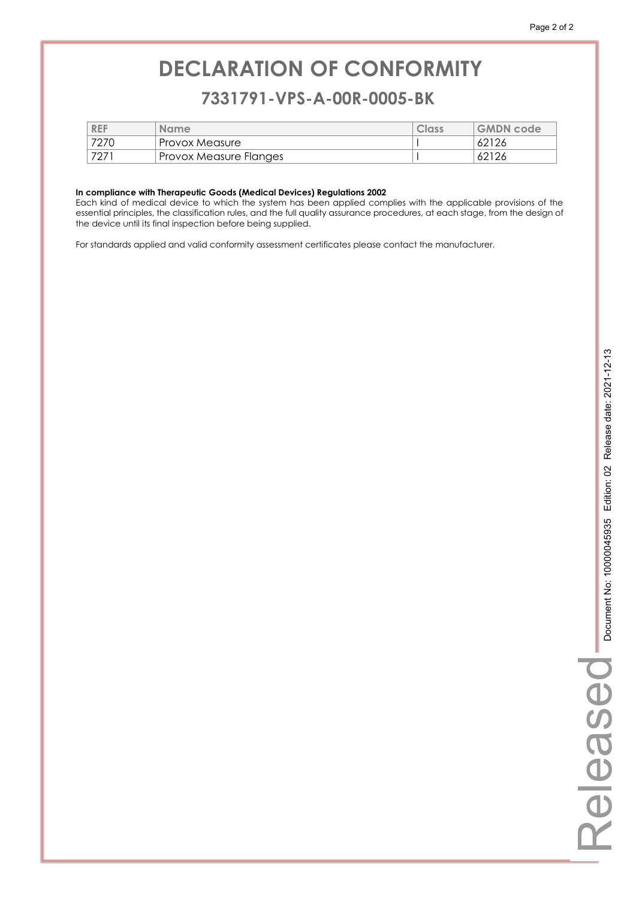# DECLARATION OF CONFORMITY

## 7331791-VPS-A-00R-0005-BK

| REF | Name | Class | GMDN code |
|---|---|---|---|
| 7270 | Provox Measure | I | 62126 |
| 7271 | Provox Measure Flanges | I | 62126 |

**In compliance with Therapeutic Goods (Medical Devices) Regulations 2002**
Each kind of medical device to which the system has been applied complies with the applicable provisions of the essential principles, the classification rules, and the full quality assurance procedures, at each stage, from the design of the device until its final inspection before being supplied.

For standards applied and valid conformity assessment certificates please contact the manufacturer.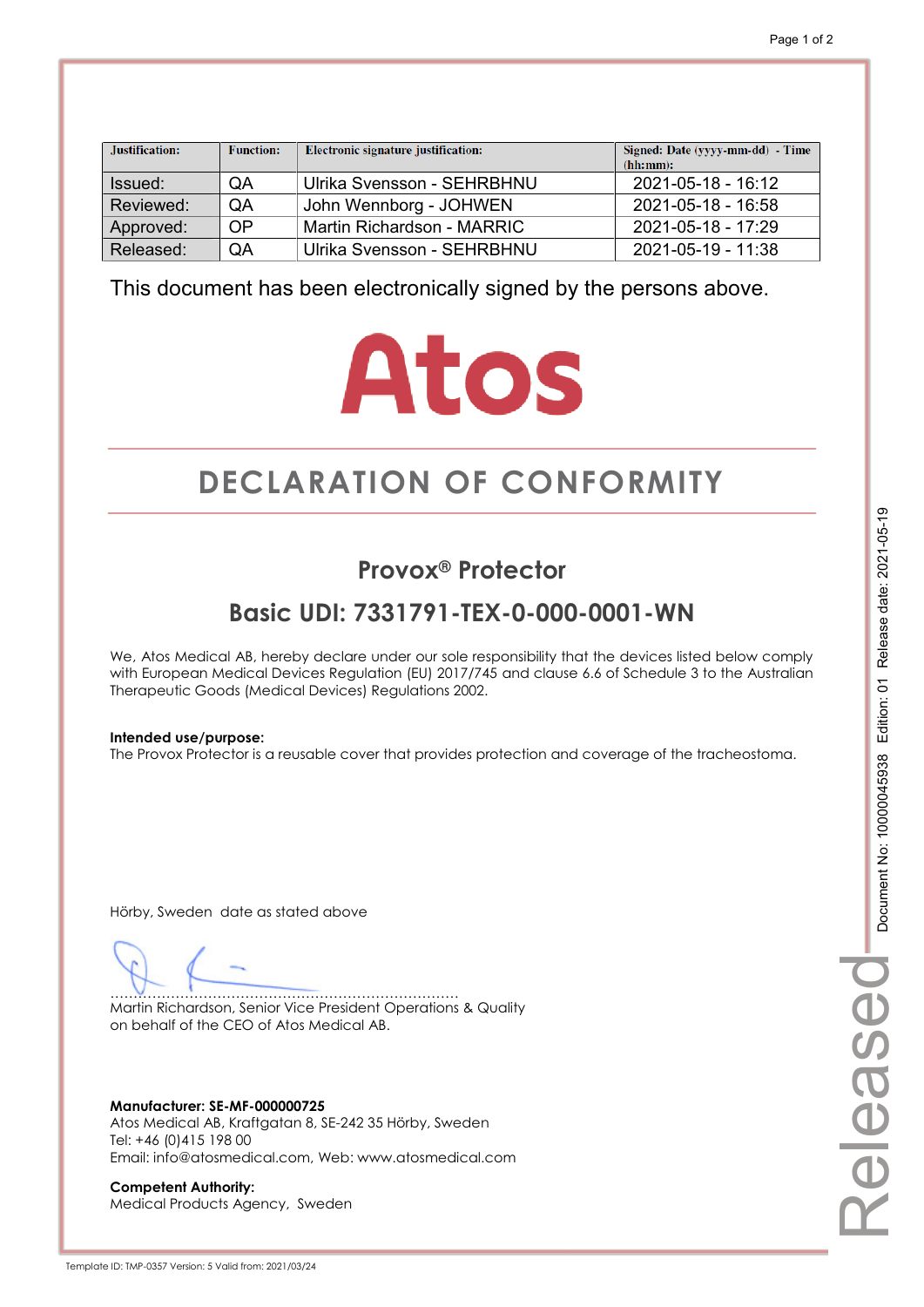| Justification: | Function: | Electronic signature justification: | Signed: Date (yyyy-mm-dd) - Time (hh:mm): |
|---|---|---|---|
| Issued: | QA | Ulrika Svensson - SEHRBHNU | 2021-05-18 - 16:12 |
| Reviewed: | QA | John Wennborg - JOHWEN | 2021-05-18 - 16:58 |
| Approved: | OP | Martin Richardson - MARRIC | 2021-05-18 - 17:29 |
| Released: | QA | Ulrika Svensson - SEHRBHNU | 2021-05-19 - 11:38 |

This document has been electronically signed by the persons above.

Atos

# DECLARATION OF CONFORMITY

## Provox® Protector

## Basic UDI: 7331791-TEX-0-000-0001-WN

We, Atos Medical AB, hereby declare under our sole responsibility that the devices listed below comply with European Medical Devices Regulation (EU) 2017/745 and clause 6.6 of Schedule 3 to the Australian Therapeutic Goods (Medical Devices) Regulations 2002.

**Intended use/purpose:**
The Provox Protector is a reusable cover that provides protection and coverage of the tracheostoma.

Hörby, Sweden date as stated above

........................................................................
Martin Richardson, Senior Vice President Operations & Quality
on behalf of the CEO of Atos Medical AB.

**Manufacturer: SE-MF-000000725**
Atos Medical AB, Kraftgatan 8, SE-242 35 Hörby, Sweden
Tel: +46 (0)415 198 00
Email: info@atosmedical.com, Web: www.atosmedical.com

**Competent Authority:**
Medical Products Agency, Sweden

Document No: 10000045938 Edition: 01 Release date: 2021-05-19

Released

Template ID: TMP-0357 Version: 5 Valid from: 2021/03/24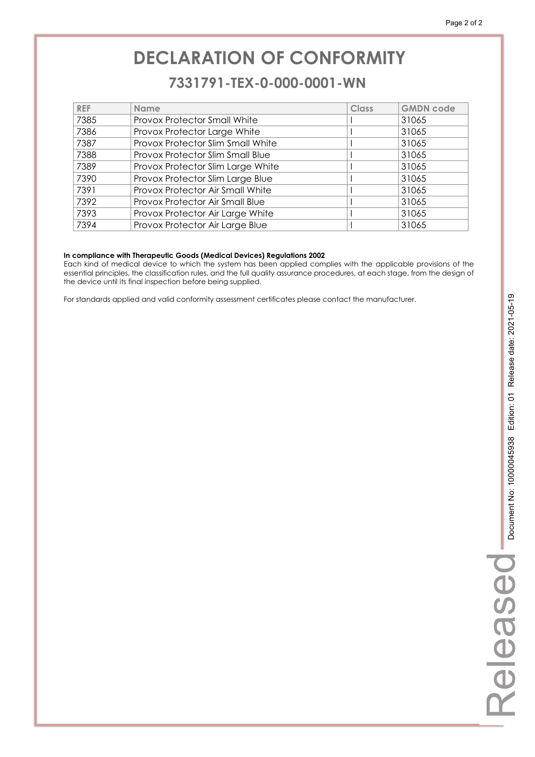# DECLARATION OF CONFORMITY

## 7331791-TEX-0-000-0001-WN

| REF | Name | Class | GMDN code |
|---|---|---|---|
| 7385 | Provox Protector Small White | I | 31065 |
| 7386 | Provox Protector Large White | I | 31065 |
| 7387 | Provox Protector Slim Small White | I | 31065 |
| 7388 | Provox Protector Slim Small Blue | I | 31065 |
| 7389 | Provox Protector Slim Large White | I | 31065 |
| 7390 | Provox Protector Slim Large Blue | I | 31065 |
| 7391 | Provox Protector Air Small White | I | 31065 |
| 7392 | Provox Protector Air Small Blue | I | 31065 |
| 7393 | Provox Protector Air Large White | I | 31065 |
| 7394 | Provox Protector Air Large Blue | I | 31065 |

**In compliance with Therapeutic Goods (Medical Devices) Regulations 2002**

Each kind of medical device to which the system has been applied complies with the applicable provisions of the essential principles, the classification rules, and the full quality assurance procedures, at each stage, from the design of the device until its final inspection before being supplied.

For standards applied and valid conformity assessment certificates please contact the manufacturer.

Released Document No: 10000045938 Edition: 01 Release date: 2021-05-19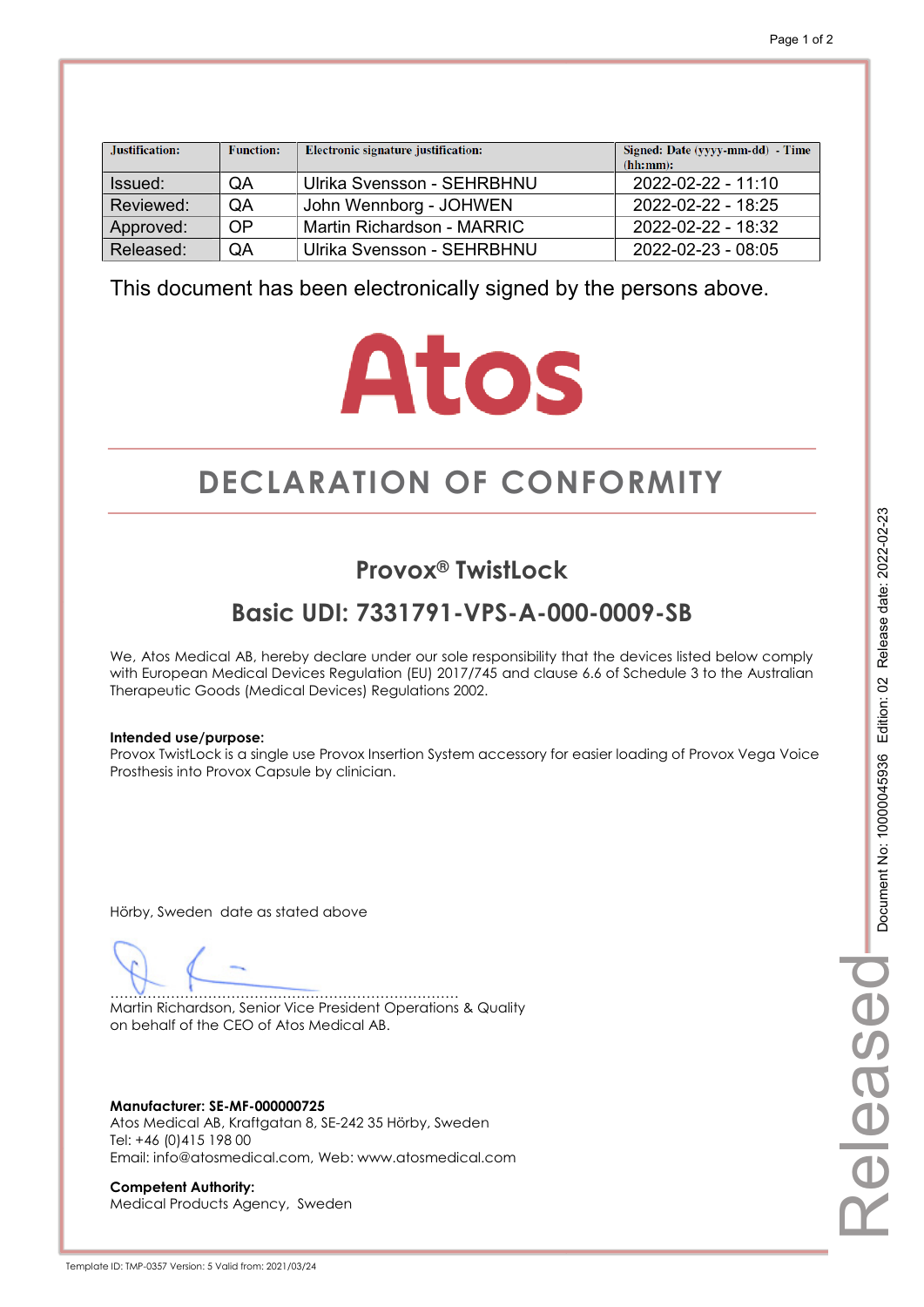| Justification: | Function: | Electronic signature justification: | Signed: Date (yyyy-mm-dd) - Time (hh:mm): |
|---|---|---|---|
| Issued: | QA | Ulrika Svensson - SEHRBHNU | 2022-02-22 - 11:10 |
| Reviewed: | QA | John Wennborg - JOHWEN | 2022-02-22 - 18:25 |
| Approved: | OP | Martin Richardson - MARRIC | 2022-02-22 - 18:32 |
| Released: | QA | Ulrika Svensson - SEHRBHNU | 2022-02-23 - 08:05 |

This document has been electronically signed by the persons above.

Atos

# DECLARATION OF CONFORMITY

## Provox® TwistLock

## Basic UDI: 7331791-VPS-A-000-0009-SB

We, Atos Medical AB, hereby declare under our sole responsibility that the devices listed below comply with European Medical Devices Regulation (EU) 2017/745 and clause 6.6 of Schedule 3 to the Australian Therapeutic Goods (Medical Devices) Regulations 2002.

**Intended use/purpose:**
Provox TwistLock is a single use Provox Insertion System accessory for easier loading of Provox Vega Voice Prosthesis into Provox Capsule by clinician.

Hörby, Sweden date as stated above

.........................................................................
Martin Richardson, Senior Vice President Operations & Quality
on behalf of the CEO of Atos Medical AB.

**Manufacturer: SE-MF-000000725**
Atos Medical AB, Kraftgatan 8, SE-242 35 Hörby, Sweden
Tel: +46 (0)415 198 00
Email: info@atosmedical.com, Web: www.atosmedical.com

**Competent Authority:**
Medical Products Agency, Sweden

Document No: 10000045936 Edition: 02 Release date: 2022-02-23

Released

Template ID: TMP-0357 Version: 5 Valid from: 2021/03/24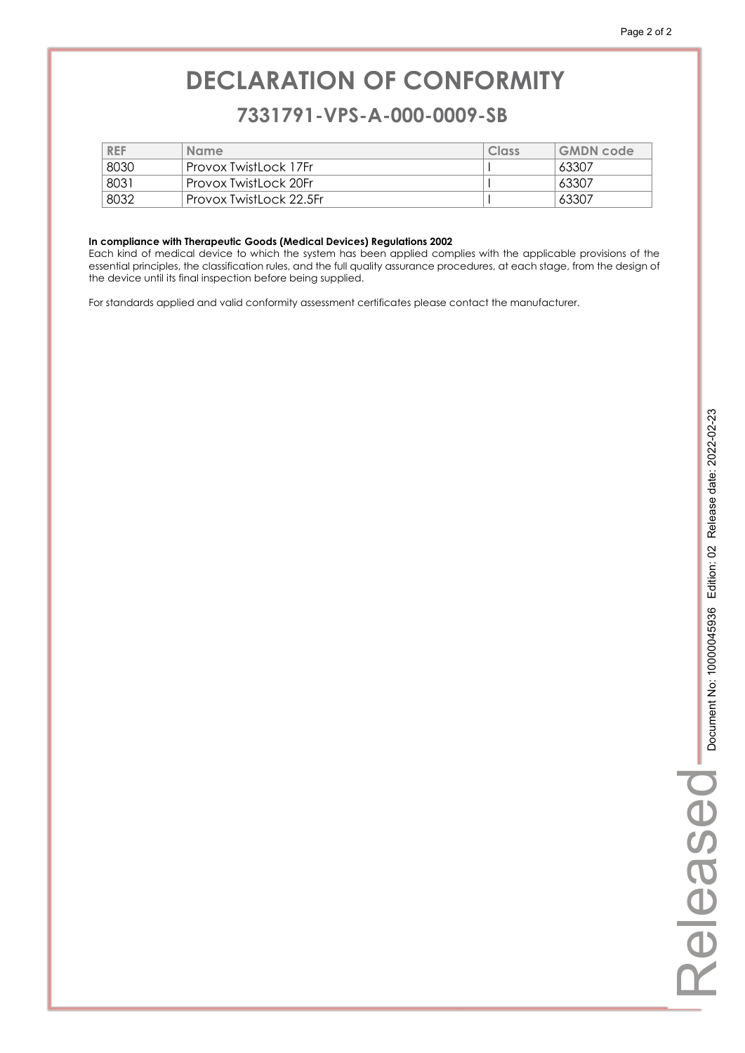# DECLARATION OF CONFORMITY

## 7331791-VPS-A-000-0009-SB

| REF | Name | Class | GMDN code |
|---|---|---|---|
| 8030 | Provox TwistLock 17Fr | I | 63307 |
| 8031 | Provox TwistLock 20Fr | I | 63307 |
| 8032 | Provox TwistLock 22.5Fr | I | 63307 |

**In compliance with Therapeutic Goods (Medical Devices) Regulations 2002**
Each kind of medical device to which the system has been applied complies with the applicable provisions of the essential principles, the classification rules, and the full quality assurance procedures, at each stage, from the design of the device until its final inspection before being supplied.

For standards applied and valid conformity assessment certificates please contact the manufacturer.

Released Document No: 10000045936 Edition: 02 Release date: 2022-02-23